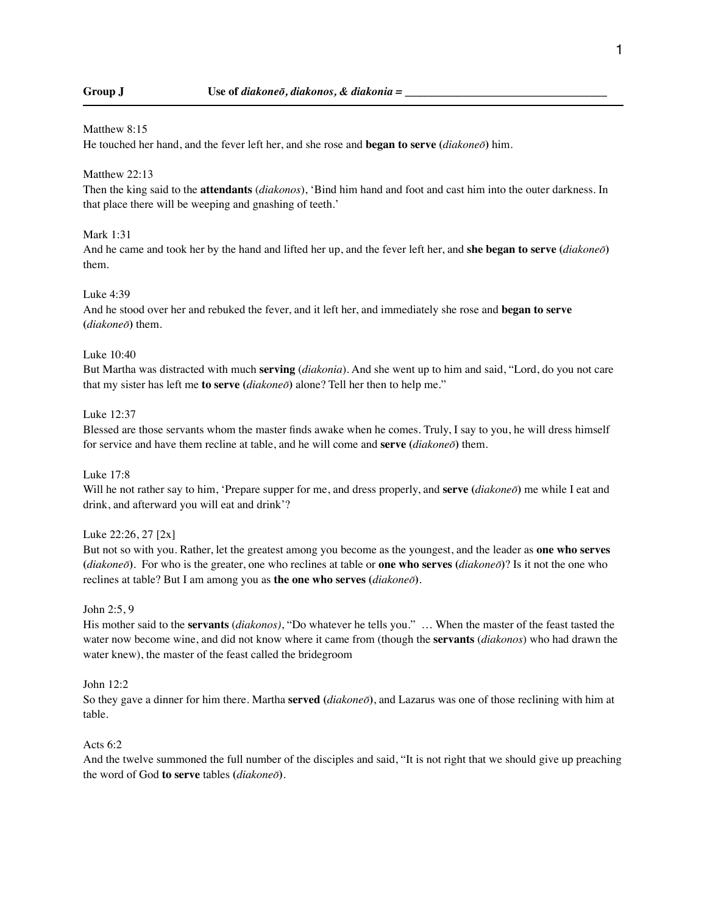**Group J** **Use of *diakoneō, diakonos, & diakonia* = ___________________________________**

---

Matthew 8:15
He touched her hand, and the fever left her, and she rose and **began to serve (***diakoneō***)** him.

Matthew 22:13
Then the king said to the **attendants** (*diakonos*), 'Bind him hand and foot and cast him into the outer darkness. In that place there will be weeping and gnashing of teeth.'

Mark 1:31
And he came and took her by the hand and lifted her up, and the fever left her, and **she began to serve (***diakoneō***)** them.

Luke 4:39
And he stood over her and rebuked the fever, and it left her, and immediately she rose and **began to serve (***diakoneō***)** them.

Luke 10:40
But Martha was distracted with much **serving** (*diakonia*). And she went up to him and said, "Lord, do you not care that my sister has left me **to serve (***diakoneō***)** alone? Tell her then to help me."

Luke 12:37
Blessed are those servants whom the master finds awake when he comes. Truly, I say to you, he will dress himself for service and have them recline at table, and he will come and **serve (***diakoneō***)** them.

Luke 17:8
Will he not rather say to him, 'Prepare supper for me, and dress properly, and **serve (***diakoneō***)** me while I eat and drink, and afterward you will eat and drink'?

Luke 22:26, 27 [2x]
But not so with you. Rather, let the greatest among you become as the youngest, and the leader as **one who serves (***diakoneō***)**. For who is the greater, one who reclines at table or **one who serves (***diakoneō***)**? Is it not the one who reclines at table? But I am among you as **the one who serves (***diakoneō***)**.

John 2:5, 9
His mother said to the **servants** (*diakonos)*, "Do whatever he tells you." … When the master of the feast tasted the water now become wine, and did not know where it came from (though the **servants** (*diakonos*) who had drawn the water knew), the master of the feast called the bridegroom

John 12:2
So they gave a dinner for him there. Martha **served (***diakoneō***)**, and Lazarus was one of those reclining with him at table.

Acts 6:2
And the twelve summoned the full number of the disciples and said, "It is not right that we should give up preaching the word of God **to serve** tables **(***diakoneō***)**.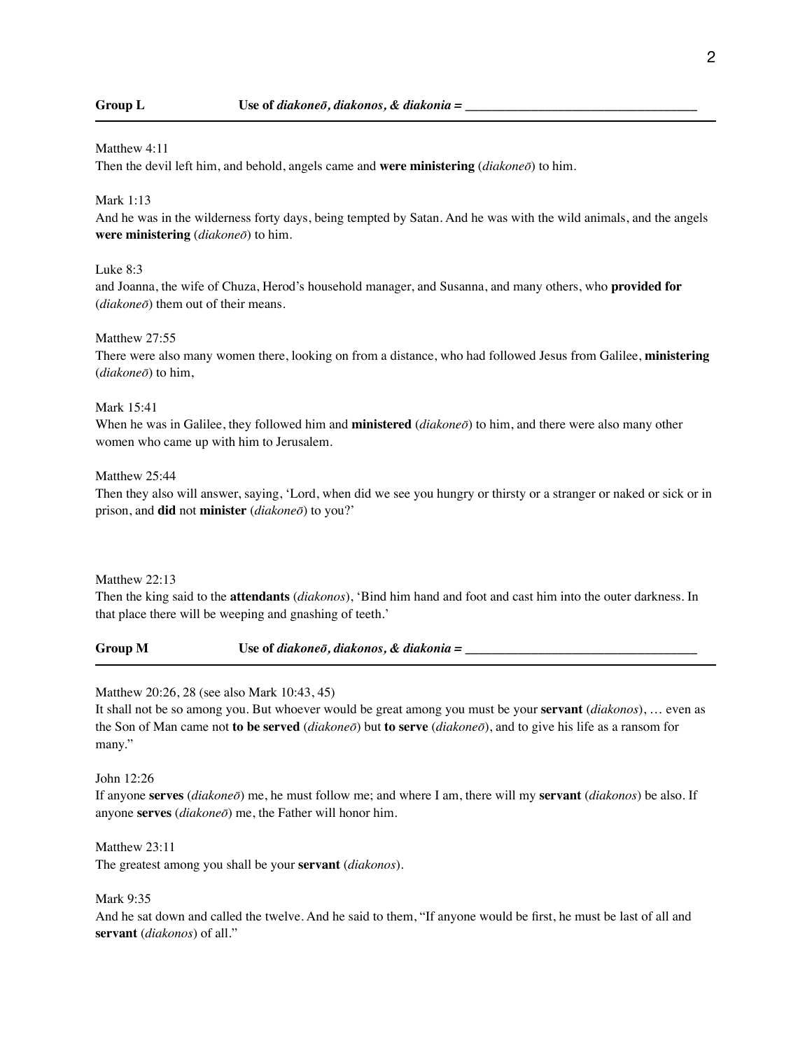**Group L** Use of *diakoneō, diakonos, & diakonia* = ___________________________________

---

Matthew 4:11
Then the devil left him, and behold, angels came and **were ministering** (*diakoneō*) to him.

Mark 1:13
And he was in the wilderness forty days, being tempted by Satan. And he was with the wild animals, and the angels **were ministering** (*diakoneō*) to him.

Luke 8:3
and Joanna, the wife of Chuza, Herod's household manager, and Susanna, and many others, who **provided for** (*diakoneō*) them out of their means.

Matthew 27:55
There were also many women there, looking on from a distance, who had followed Jesus from Galilee, **ministering** (*diakoneō*) to him,

Mark 15:41
When he was in Galilee, they followed him and **ministered** (*diakoneō*) to him, and there were also many other women who came up with him to Jerusalem.

Matthew 25:44
Then they also will answer, saying, 'Lord, when did we see you hungry or thirsty or a stranger or naked or sick or in prison, and **did** not **minister** (*diakoneō*) to you?'

Matthew 22:13
Then the king said to the **attendants** (*diakonos*), 'Bind him hand and foot and cast him into the outer darkness. In that place there will be weeping and gnashing of teeth.'

**Group M** Use of *diakoneō, diakonos, & diakonia* = ___________________________________

---

Matthew 20:26, 28 (see also Mark 10:43, 45)
It shall not be so among you. But whoever would be great among you must be your **servant** (*diakonos*), … even as the Son of Man came not **to be served** (*diakoneō*) but **to serve** (*diakoneō*), and to give his life as a ransom for many."

John 12:26
If anyone **serves** (*diakoneō*) me, he must follow me; and where I am, there will my **servant** (*diakonos*) be also. If anyone **serves** (*diakoneō*) me, the Father will honor him.

Matthew 23:11
The greatest among you shall be your **servant** (*diakonos*).

Mark 9:35
And he sat down and called the twelve. And he said to them, "If anyone would be first, he must be last of all and **servant** (*diakonos*) of all."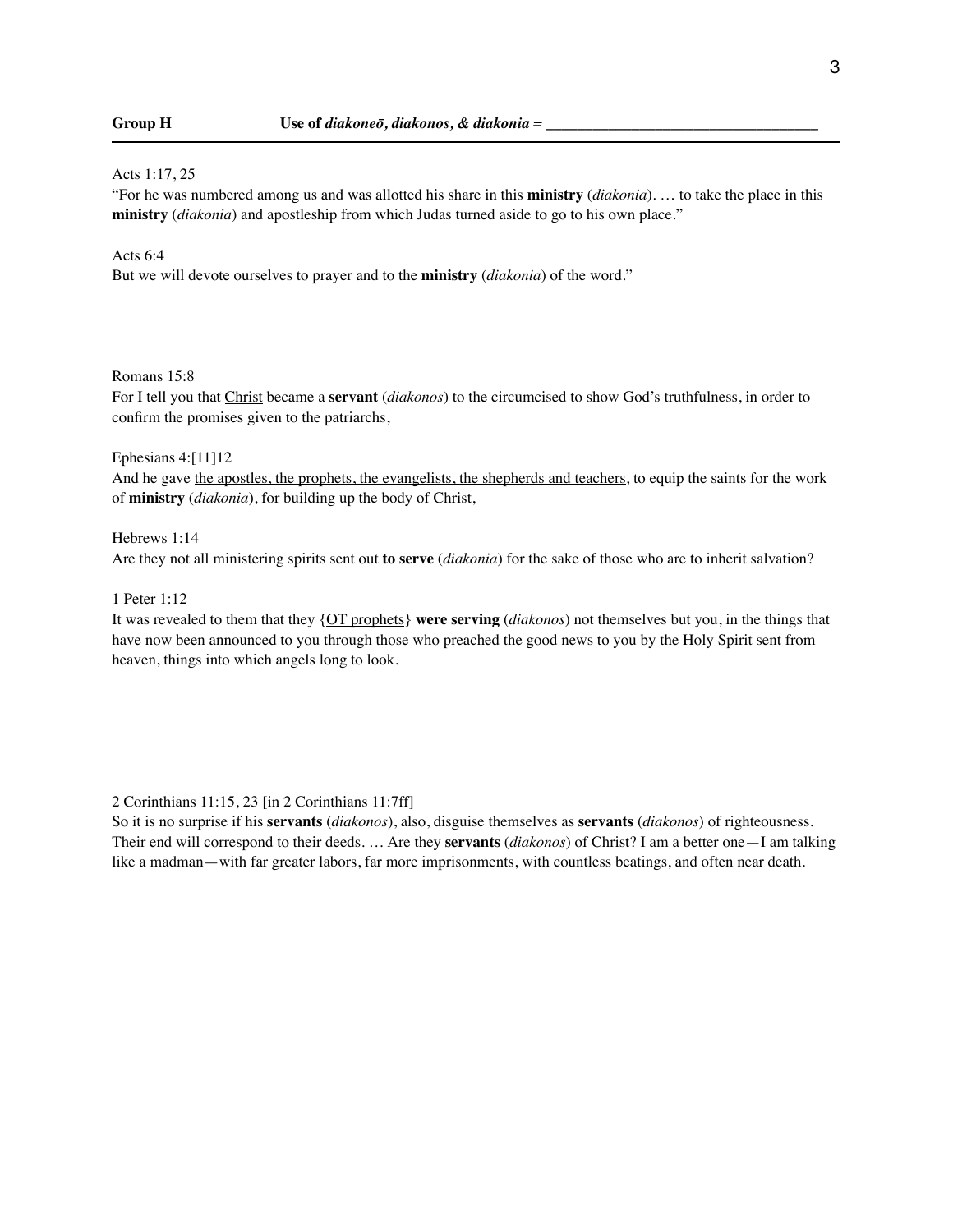**Group H** **Use of *diakoneō, diakonos, & diakonia* = ___________________________________**

---

Acts 1:17, 25
"For he was numbered among us and was allotted his share in this **ministry** (*diakonia*). … to take the place in this **ministry** (*diakonia*) and apostleship from which Judas turned aside to go to his own place."

Acts 6:4
But we will devote ourselves to prayer and to the **ministry** (*diakonia*) of the word."

Romans 15:8
For I tell you that <u>Christ</u> became a **servant** (*diakonos*) to the circumcised to show God's truthfulness, in order to confirm the promises given to the patriarchs,

Ephesians 4:[11]12
And he gave <u>the apostles, the prophets, the evangelists, the shepherds and teachers</u>, to equip the saints for the work of **ministry** (*diakonia*), for building up the body of Christ,

Hebrews 1:14
Are they not all ministering spirits sent out **to serve** (*diakonia*) for the sake of those who are to inherit salvation?

1 Peter 1:12
It was revealed to them that they {<u>OT prophets</u>} **were serving** (*diakonos*) not themselves but you, in the things that have now been announced to you through those who preached the good news to you by the Holy Spirit sent from heaven, things into which angels long to look.

2 Corinthians 11:15, 23 [in 2 Corinthians 11:7ff]
So it is no surprise if his **servants** (*diakonos*), also, disguise themselves as **servants** (*diakonos*) of righteousness. Their end will correspond to their deeds. … Are they **servants** (*diakonos*) of Christ? I am a better one—I am talking like a madman—with far greater labors, far more imprisonments, with countless beatings, and often near death.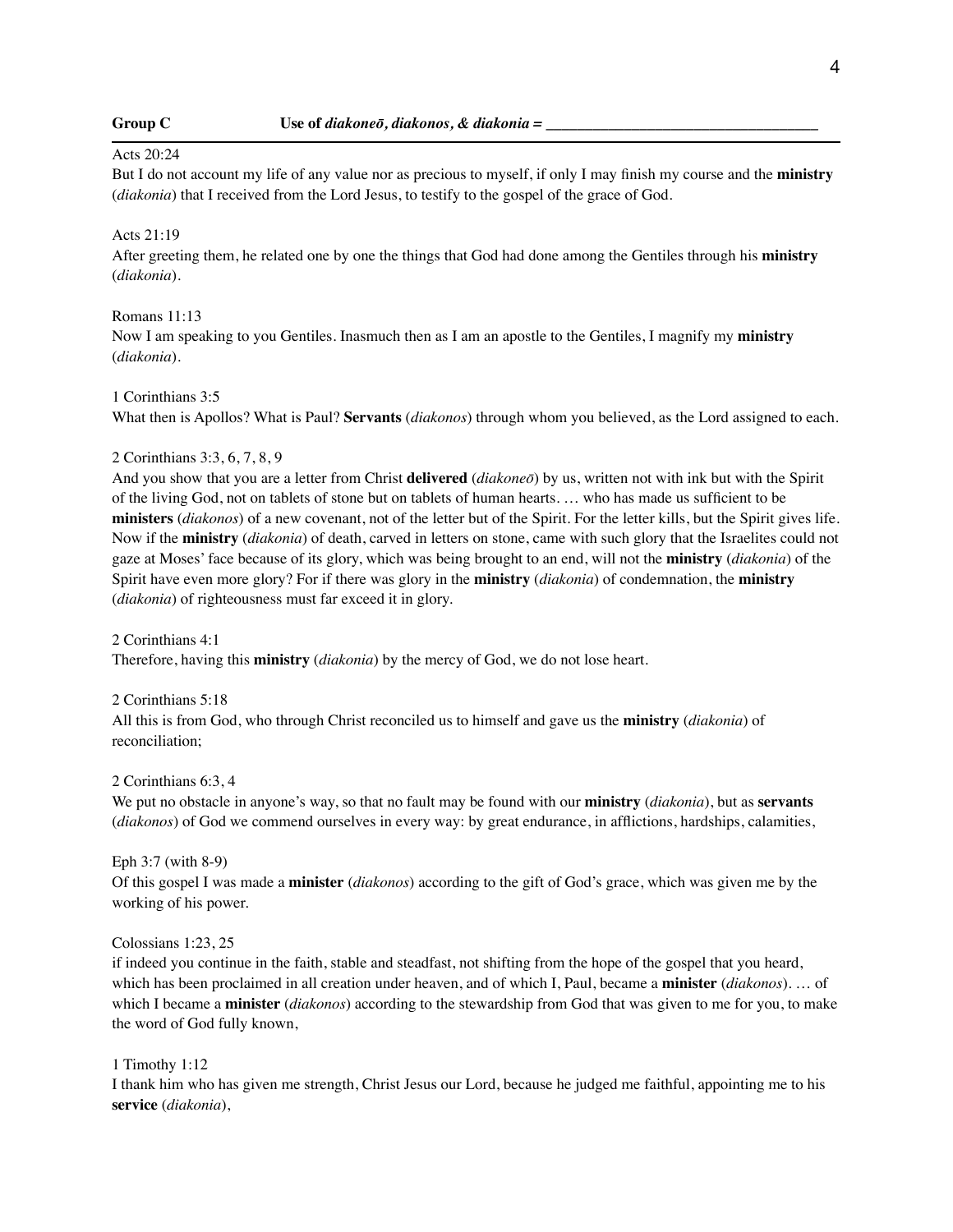**Group C** Use of *diakoneō, diakonos, & diakonia* = ___________________________________

Acts 20:24
But I do not account my life of any value nor as precious to myself, if only I may finish my course and the **ministry** (*diakonia*) that I received from the Lord Jesus, to testify to the gospel of the grace of God.

Acts 21:19
After greeting them, he related one by one the things that God had done among the Gentiles through his **ministry** (*diakonia*).

Romans 11:13
Now I am speaking to you Gentiles. Inasmuch then as I am an apostle to the Gentiles, I magnify my **ministry** (*diakonia*).

1 Corinthians 3:5
What then is Apollos? What is Paul? **Servants** (*diakonos*) through whom you believed, as the Lord assigned to each.

2 Corinthians 3:3, 6, 7, 8, 9
And you show that you are a letter from Christ **delivered** (*diakoneō*) by us, written not with ink but with the Spirit of the living God, not on tablets of stone but on tablets of human hearts. … who has made us sufficient to be **ministers** (*diakonos*) of a new covenant, not of the letter but of the Spirit. For the letter kills, but the Spirit gives life. Now if the **ministry** (*diakonia*) of death, carved in letters on stone, came with such glory that the Israelites could not gaze at Moses' face because of its glory, which was being brought to an end, will not the **ministry** (*diakonia*) of the Spirit have even more glory? For if there was glory in the **ministry** (*diakonia*) of condemnation, the **ministry** (*diakonia*) of righteousness must far exceed it in glory.

2 Corinthians 4:1
Therefore, having this **ministry** (*diakonia*) by the mercy of God, we do not lose heart.

2 Corinthians 5:18
All this is from God, who through Christ reconciled us to himself and gave us the **ministry** (*diakonia*) of reconciliation;

2 Corinthians 6:3, 4
We put no obstacle in anyone's way, so that no fault may be found with our **ministry** (*diakonia*), but as **servants** (*diakonos*) of God we commend ourselves in every way: by great endurance, in afflictions, hardships, calamities,

Eph 3:7 (with 8-9)
Of this gospel I was made a **minister** (*diakonos*) according to the gift of God's grace, which was given me by the working of his power.

Colossians 1:23, 25
if indeed you continue in the faith, stable and steadfast, not shifting from the hope of the gospel that you heard, which has been proclaimed in all creation under heaven, and of which I, Paul, became a **minister** (*diakonos*). … of which I became a **minister** (*diakonos*) according to the stewardship from God that was given to me for you, to make the word of God fully known,

1 Timothy 1:12
I thank him who has given me strength, Christ Jesus our Lord, because he judged me faithful, appointing me to his **service** (*diakonia*),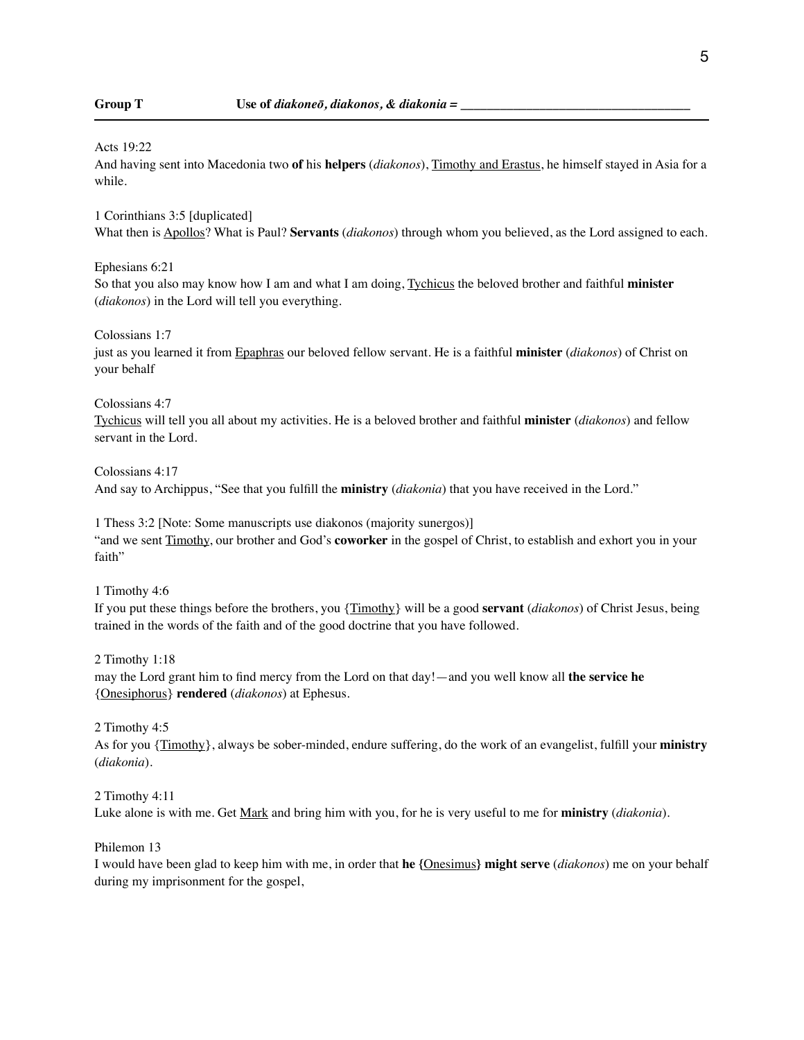**Group T** Use of *diakoneō, diakonos, & diakonia* = ___________________________________

---

Acts 19:22
And having sent into Macedonia two **of** his **helpers** (*diakonos*), <u>Timothy and Erastus</u>, he himself stayed in Asia for a while.

1 Corinthians 3:5 [duplicated]
What then is <u>Apollos</u>? What is Paul? **Servants** (*diakonos*) through whom you believed, as the Lord assigned to each.

Ephesians 6:21
So that you also may know how I am and what I am doing, <u>Tychicus</u> the beloved brother and faithful **minister** (*diakonos*) in the Lord will tell you everything.

Colossians 1:7
just as you learned it from <u>Epaphras</u> our beloved fellow servant. He is a faithful **minister** (*diakonos*) of Christ on your behalf

Colossians 4:7
<u>Tychicus</u> will tell you all about my activities. He is a beloved brother and faithful **minister** (*diakonos*) and fellow servant in the Lord.

Colossians 4:17
And say to Archippus, "See that you fulfill the **ministry** (*diakonia*) that you have received in the Lord."

1 Thess 3:2 [Note: Some manuscripts use diakonos (majority sunergos)]
"and we sent <u>Timothy</u>, our brother and God's **coworker** in the gospel of Christ, to establish and exhort you in your faith"

1 Timothy 4:6
If you put these things before the brothers, you {<u>Timothy</u>} will be a good **servant** (*diakonos*) of Christ Jesus, being trained in the words of the faith and of the good doctrine that you have followed.

2 Timothy 1:18
may the Lord grant him to find mercy from the Lord on that day!—and you well know all **the service he** {<u>Onesiphorus</u>} **rendered** (*diakonos*) at Ephesus.

2 Timothy 4:5
As for you {<u>Timothy</u>}, always be sober-minded, endure suffering, do the work of an evangelist, fulfill your **ministry** (*diakonia*).

2 Timothy 4:11
Luke alone is with me. Get <u>Mark</u> and bring him with you, for he is very useful to me for **ministry** (*diakonia*).

Philemon 13
I would have been glad to keep him with me, in order that **he {**<u>Onesimus</u>**} might serve** (*diakonos*) me on your behalf during my imprisonment for the gospel,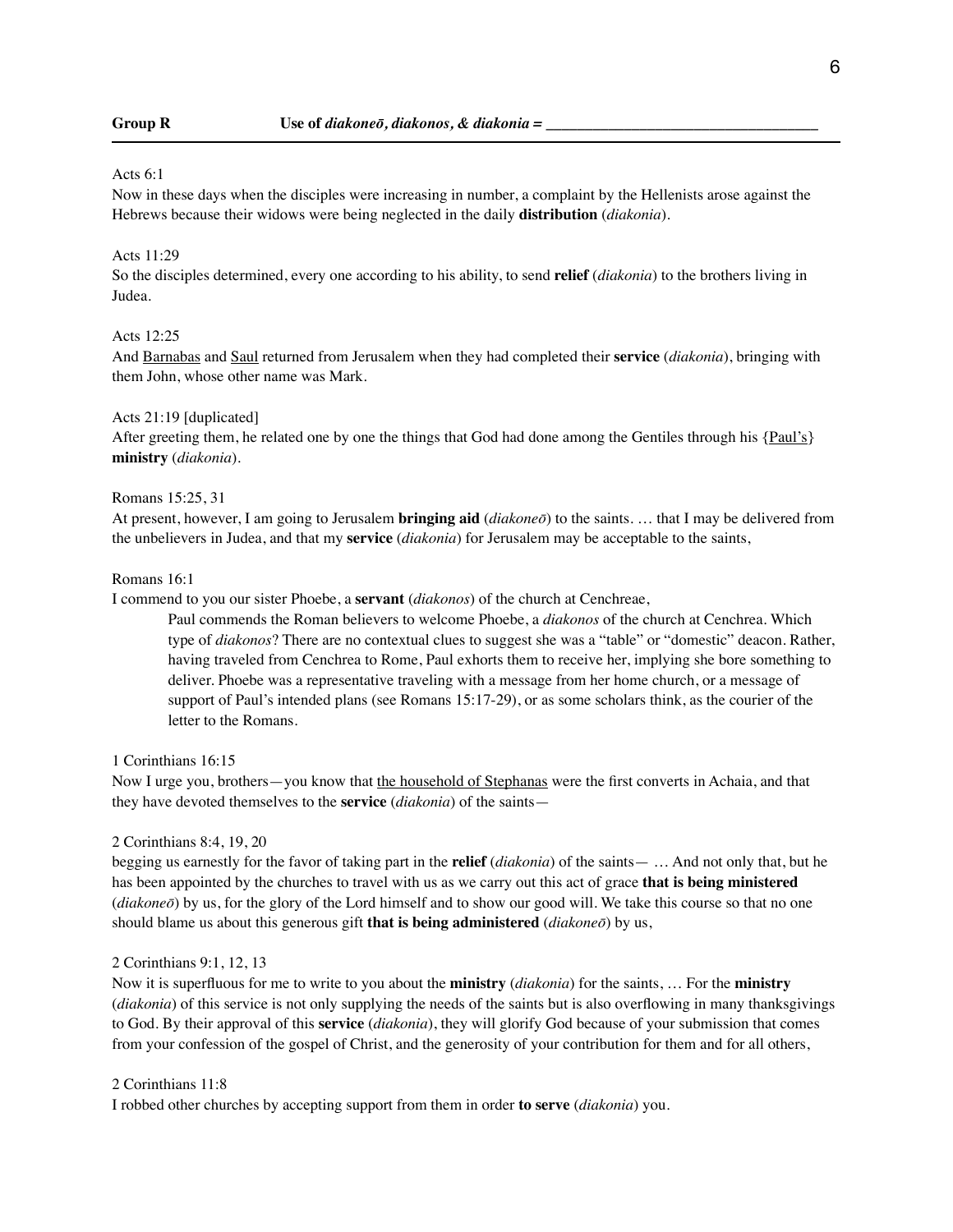**Group R** **Use of *diakoneō, diakonos, & diakonia* = ___________________________________**

Acts 6:1
Now in these days when the disciples were increasing in number, a complaint by the Hellenists arose against the Hebrews because their widows were being neglected in the daily **distribution** (*diakonia*).

Acts 11:29
So the disciples determined, every one according to his ability, to send **relief** (*diakonia*) to the brothers living in Judea.

Acts 12:25
And Barnabas and Saul returned from Jerusalem when they had completed their **service** (*diakonia*), bringing with them John, whose other name was Mark.

Acts 21:19 [duplicated]
After greeting them, he related one by one the things that God had done among the Gentiles through his {Paul's} **ministry** (*diakonia*).

Romans 15:25, 31
At present, however, I am going to Jerusalem **bringing aid** (*diakoneō*) to the saints. … that I may be delivered from the unbelievers in Judea, and that my **service** (*diakonia*) for Jerusalem may be acceptable to the saints,

Romans 16:1
I commend to you our sister Phoebe, a **servant** (*diakonos*) of the church at Cenchreae,

> Paul commends the Roman believers to welcome Phoebe, a *diakonos* of the church at Cenchrea. Which type of *diakonos*? There are no contextual clues to suggest she was a "table" or "domestic" deacon. Rather, having traveled from Cenchrea to Rome, Paul exhorts them to receive her, implying she bore something to deliver. Phoebe was a representative traveling with a message from her home church, or a message of support of Paul's intended plans (see Romans 15:17-29), or as some scholars think, as the courier of the letter to the Romans.

1 Corinthians 16:15
Now I urge you, brothers—you know that the household of Stephanas were the first converts in Achaia, and that they have devoted themselves to the **service** (*diakonia*) of the saints—

2 Corinthians 8:4, 19, 20
begging us earnestly for the favor of taking part in the **relief** (*diakonia*) of the saints— … And not only that, but he has been appointed by the churches to travel with us as we carry out this act of grace **that is being ministered** (*diakoneō*) by us, for the glory of the Lord himself and to show our good will. We take this course so that no one should blame us about this generous gift **that is being administered** (*diakoneō*) by us,

2 Corinthians 9:1, 12, 13
Now it is superfluous for me to write to you about the **ministry** (*diakonia*) for the saints, … For the **ministry** (*diakonia*) of this service is not only supplying the needs of the saints but is also overflowing in many thanksgivings to God. By their approval of this **service** (*diakonia*), they will glorify God because of your submission that comes from your confession of the gospel of Christ, and the generosity of your contribution for them and for all others,

2 Corinthians 11:8
I robbed other churches by accepting support from them in order **to serve** (*diakonia*) you.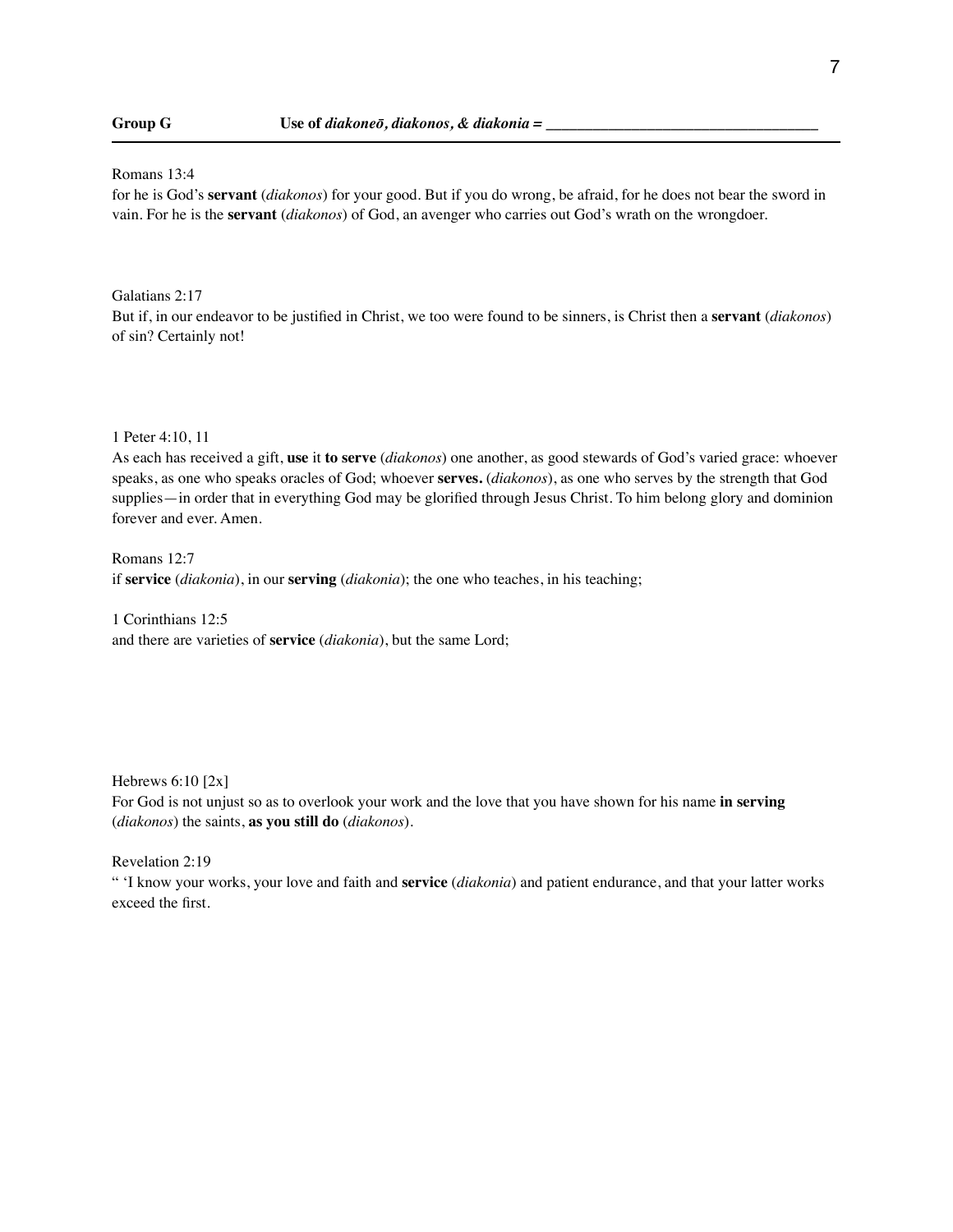**Group G** **Use of *diakoneō, diakonos, & diakonia* = ___________________________________**

---

Romans 13:4
for he is God's **servant** (*diakonos*) for your good. But if you do wrong, be afraid, for he does not bear the sword in vain. For he is the **servant** (*diakonos*) of God, an avenger who carries out God's wrath on the wrongdoer.

Galatians 2:17
But if, in our endeavor to be justified in Christ, we too were found to be sinners, is Christ then a **servant** (*diakonos*) of sin? Certainly not!

1 Peter 4:10, 11
As each has received a gift, **use** it **to serve** (*diakonos*) one another, as good stewards of God's varied grace: whoever speaks, as one who speaks oracles of God; whoever **serves.** (*diakonos*), as one who serves by the strength that God supplies—in order that in everything God may be glorified through Jesus Christ. To him belong glory and dominion forever and ever. Amen.

Romans 12:7
if **service** (*diakonia*), in our **serving** (*diakonia*); the one who teaches, in his teaching;

1 Corinthians 12:5
and there are varieties of **service** (*diakonia*), but the same Lord;

Hebrews 6:10 [2x]
For God is not unjust so as to overlook your work and the love that you have shown for his name **in serving** (*diakonos*) the saints, **as you still do** (*diakonos*).

Revelation 2:19
" 'I know your works, your love and faith and **service** (*diakonia*) and patient endurance, and that your latter works exceed the first.